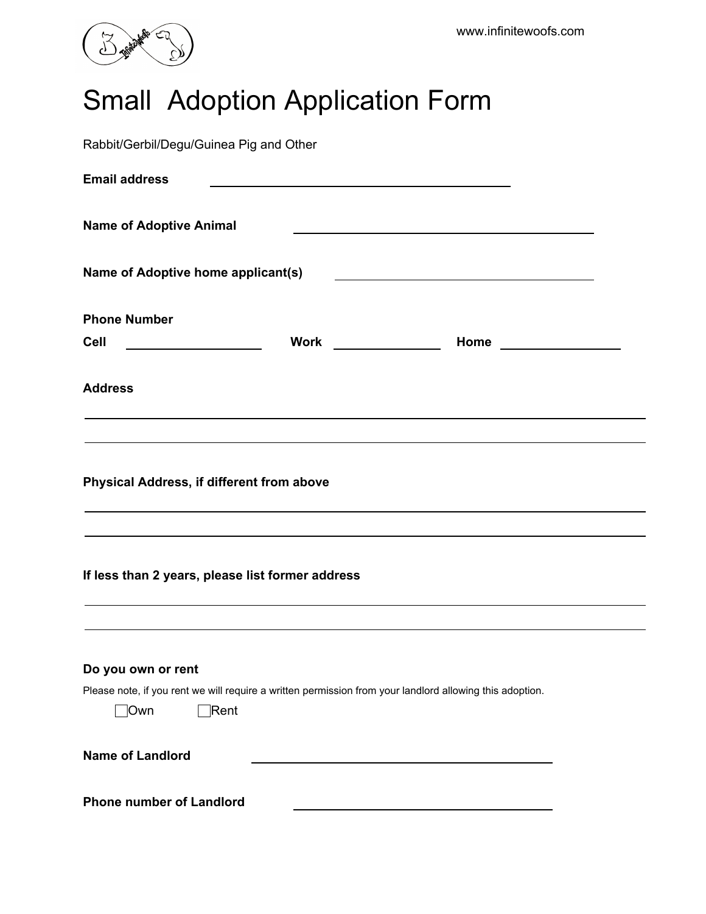www.infinitewoofs.com

# Small Adoption Application Form

Rabbit/Gerbil/Degu/Guinea Pig and Other

**Email address** ______________________________

**Name of Adoptive Animal** ______________________________

**Name of Adoptive home applicant(s)** ______________________________

**Phone Number**

**Cell** ____________ **Work** ____________ **Home** ____________

**Address**

______________________________

______________________________

**Physical Address, if different from above**

______________________________

______________________________

**If less than 2 years, please list former address**

______________________________

______________________________

**Do you own or rent**

Please note, if you rent we will require a written permission from your landlord allowing this adoption.

☐ Own ☐ Rent

**Name of Landlord** ______________________________

**Phone number of Landlord** ______________________________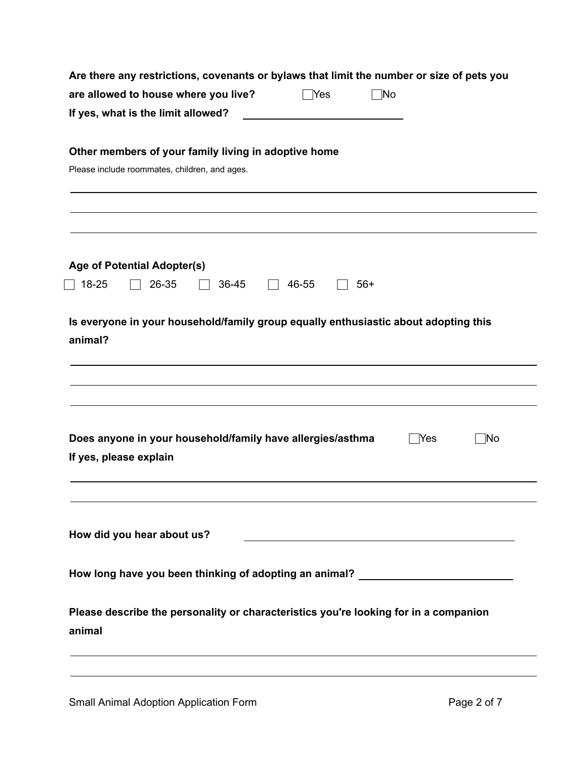**Are there any restrictions, covenants or bylaws that limit the number or size of pets you are allowed to house where you live?** ☐ Yes ☐ No

**If yes, what is the limit allowed?** ____________________

**Other members of your family living in adoptive home**

Please include roommates, children, and ages.

______________________________________________

______________________________________________

______________________________________________

**Age of Potential Adopter(s)**

☐ 18-25 ☐ 26-35 ☐ 36-45 ☐ 46-55 ☐ 56+

**Is everyone in your household/family group equally enthusiastic about adopting this animal?**

______________________________________________

______________________________________________

______________________________________________

**Does anyone in your household/family have allergies/asthma** ☐ Yes ☐ No

**If yes, please explain**

______________________________________________

______________________________________________

**How did you hear about us?** ____________________

**How long have you been thinking of adopting an animal?** ____________________

**Please describe the personality or characteristics you're looking for in a companion animal**

______________________________________________

______________________________________________

Small Animal Adoption Application Form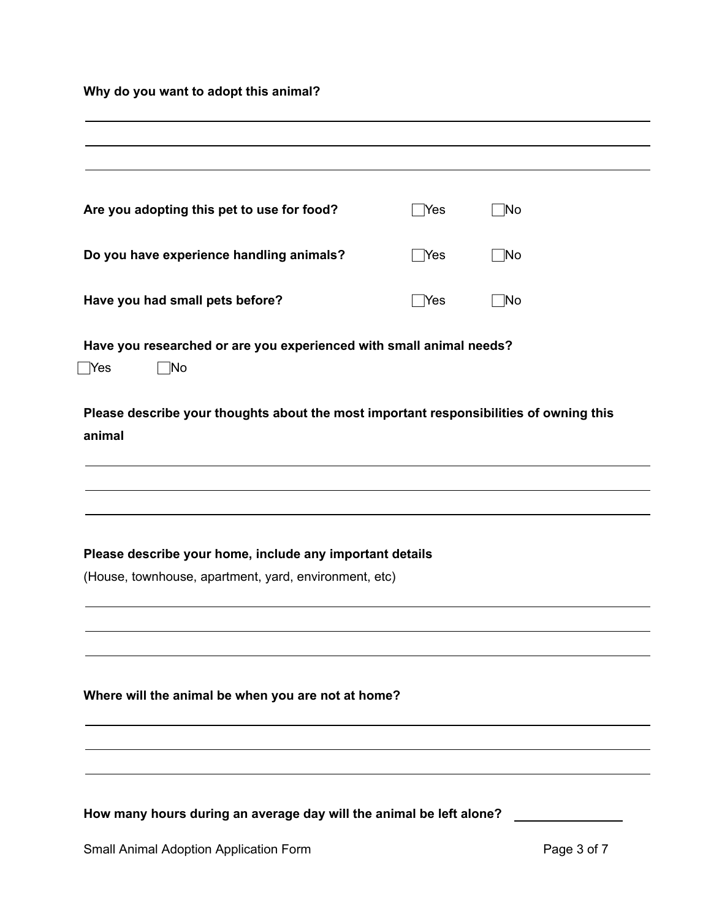**Why do you want to adopt this animal?**

\_\_\_\_\_\_\_\_\_\_\_\_\_\_\_\_\_\_\_\_\_\_\_\_\_\_\_\_\_\_\_\_\_\_\_\_\_\_\_\_\_\_\_\_\_\_\_\_\_\_\_\_\_\_\_\_\_\_\_\_\_\_\_\_\_\_

\_\_\_\_\_\_\_\_\_\_\_\_\_\_\_\_\_\_\_\_\_\_\_\_\_\_\_\_\_\_\_\_\_\_\_\_\_\_\_\_\_\_\_\_\_\_\_\_\_\_\_\_\_\_\_\_\_\_\_\_\_\_\_\_\_\_

\_\_\_\_\_\_\_\_\_\_\_\_\_\_\_\_\_\_\_\_\_\_\_\_\_\_\_\_\_\_\_\_\_\_\_\_\_\_\_\_\_\_\_\_\_\_\_\_\_\_\_\_\_\_\_\_\_\_\_\_\_\_\_\_\_\_

**Are you adopting this pet to use for food?** ☐ Yes ☐ No

**Do you have experience handling animals?** ☐ Yes ☐ No

**Have you had small pets before?** ☐ Yes ☐ No

**Have you researched or are you experienced with small animal needs?**

☐ Yes ☐ No

**Please describe your thoughts about the most important responsibilities of owning this animal**

\_\_\_\_\_\_\_\_\_\_\_\_\_\_\_\_\_\_\_\_\_\_\_\_\_\_\_\_\_\_\_\_\_\_\_\_\_\_\_\_\_\_\_\_\_\_\_\_\_\_\_\_\_\_\_\_\_\_\_\_\_\_\_\_\_\_

\_\_\_\_\_\_\_\_\_\_\_\_\_\_\_\_\_\_\_\_\_\_\_\_\_\_\_\_\_\_\_\_\_\_\_\_\_\_\_\_\_\_\_\_\_\_\_\_\_\_\_\_\_\_\_\_\_\_\_\_\_\_\_\_\_\_

\_\_\_\_\_\_\_\_\_\_\_\_\_\_\_\_\_\_\_\_\_\_\_\_\_\_\_\_\_\_\_\_\_\_\_\_\_\_\_\_\_\_\_\_\_\_\_\_\_\_\_\_\_\_\_\_\_\_\_\_\_\_\_\_\_\_

**Please describe your home, include any important details**

(House, townhouse, apartment, yard, environment, etc)

\_\_\_\_\_\_\_\_\_\_\_\_\_\_\_\_\_\_\_\_\_\_\_\_\_\_\_\_\_\_\_\_\_\_\_\_\_\_\_\_\_\_\_\_\_\_\_\_\_\_\_\_\_\_\_\_\_\_\_\_\_\_\_\_\_\_

\_\_\_\_\_\_\_\_\_\_\_\_\_\_\_\_\_\_\_\_\_\_\_\_\_\_\_\_\_\_\_\_\_\_\_\_\_\_\_\_\_\_\_\_\_\_\_\_\_\_\_\_\_\_\_\_\_\_\_\_\_\_\_\_\_\_

\_\_\_\_\_\_\_\_\_\_\_\_\_\_\_\_\_\_\_\_\_\_\_\_\_\_\_\_\_\_\_\_\_\_\_\_\_\_\_\_\_\_\_\_\_\_\_\_\_\_\_\_\_\_\_\_\_\_\_\_\_\_\_\_\_\_

**Where will the animal be when you are not at home?**

\_\_\_\_\_\_\_\_\_\_\_\_\_\_\_\_\_\_\_\_\_\_\_\_\_\_\_\_\_\_\_\_\_\_\_\_\_\_\_\_\_\_\_\_\_\_\_\_\_\_\_\_\_\_\_\_\_\_\_\_\_\_\_\_\_\_

\_\_\_\_\_\_\_\_\_\_\_\_\_\_\_\_\_\_\_\_\_\_\_\_\_\_\_\_\_\_\_\_\_\_\_\_\_\_\_\_\_\_\_\_\_\_\_\_\_\_\_\_\_\_\_\_\_\_\_\_\_\_\_\_\_\_

\_\_\_\_\_\_\_\_\_\_\_\_\_\_\_\_\_\_\_\_\_\_\_\_\_\_\_\_\_\_\_\_\_\_\_\_\_\_\_\_\_\_\_\_\_\_\_\_\_\_\_\_\_\_\_\_\_\_\_\_\_\_\_\_\_\_

**How many hours during an average day will the animal be left alone?** \_\_\_\_\_\_\_\_\_\_\_\_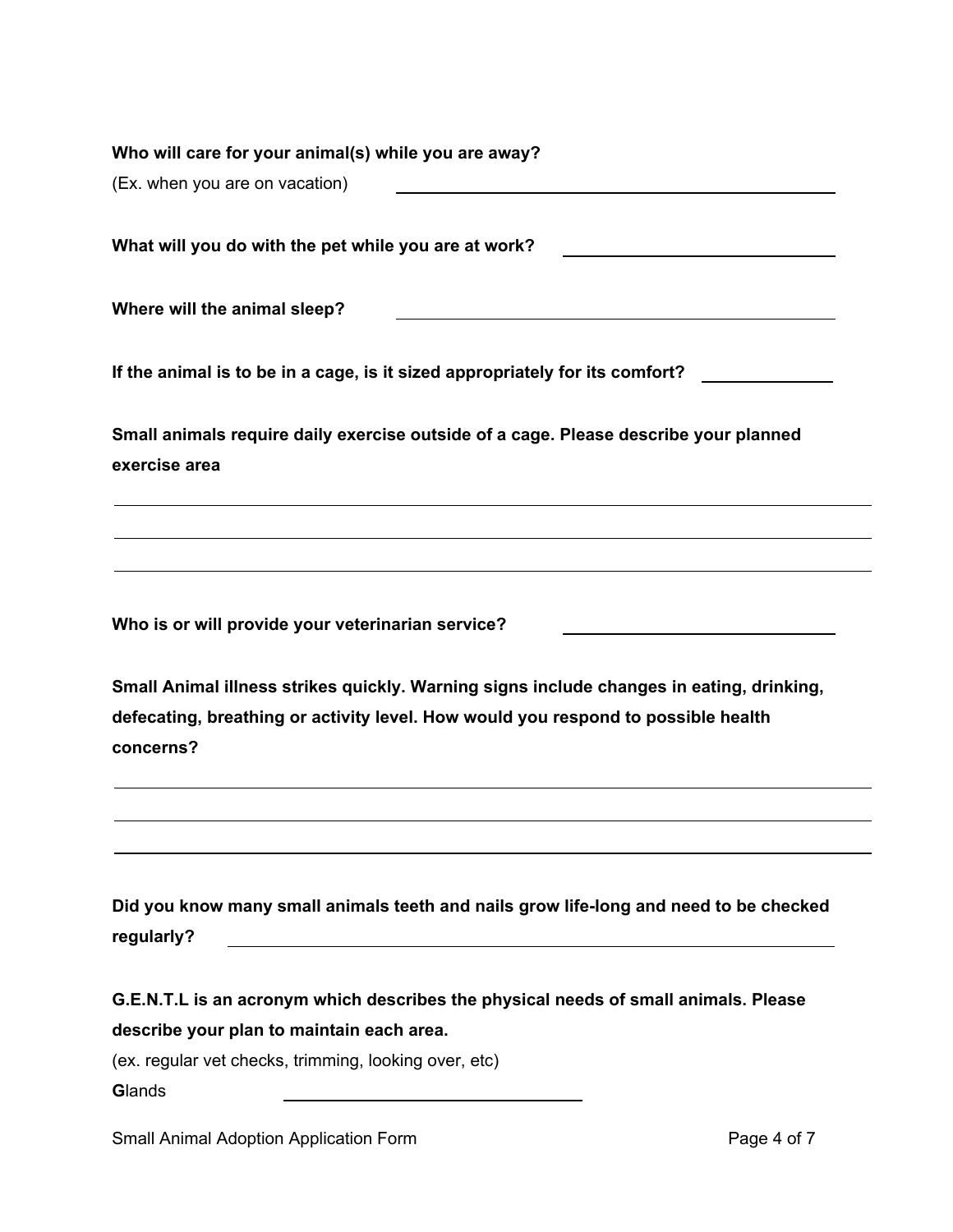**Who will care for your animal(s) while you are away?**

(Ex. when you are on vacation) \_\_\_\_\_\_\_\_\_\_\_\_\_\_\_\_\_\_\_\_\_\_\_\_\_\_\_\_\_\_\_\_\_\_\_\_

**What will you do with the pet while you are at work?** \_\_\_\_\_\_\_\_\_\_\_\_\_\_\_\_\_\_\_\_\_\_

**Where will the animal sleep?** \_\_\_\_\_\_\_\_\_\_\_\_\_\_\_\_\_\_\_\_\_\_\_\_\_\_\_\_\_\_\_\_\_\_\_\_

**If the animal is to be in a cage, is it sized appropriately for its comfort?** \_\_\_\_\_\_\_\_\_\_

**Small animals require daily exercise outside of a cage. Please describe your planned exercise area**

\_\_\_\_\_\_\_\_\_\_\_\_\_\_\_\_\_\_\_\_\_\_\_\_\_\_\_\_\_\_\_\_\_\_\_\_\_\_\_\_\_\_\_\_\_\_\_\_\_\_\_\_\_\_\_\_\_\_\_\_\_\_\_\_

\_\_\_\_\_\_\_\_\_\_\_\_\_\_\_\_\_\_\_\_\_\_\_\_\_\_\_\_\_\_\_\_\_\_\_\_\_\_\_\_\_\_\_\_\_\_\_\_\_\_\_\_\_\_\_\_\_\_\_\_\_\_\_\_

\_\_\_\_\_\_\_\_\_\_\_\_\_\_\_\_\_\_\_\_\_\_\_\_\_\_\_\_\_\_\_\_\_\_\_\_\_\_\_\_\_\_\_\_\_\_\_\_\_\_\_\_\_\_\_\_\_\_\_\_\_\_\_\_

**Who is or will provide your veterinarian service?** \_\_\_\_\_\_\_\_\_\_\_\_\_\_\_\_\_\_\_\_\_\_

**Small Animal illness strikes quickly. Warning signs include changes in eating, drinking, defecating, breathing or activity level. How would you respond to possible health concerns?**

\_\_\_\_\_\_\_\_\_\_\_\_\_\_\_\_\_\_\_\_\_\_\_\_\_\_\_\_\_\_\_\_\_\_\_\_\_\_\_\_\_\_\_\_\_\_\_\_\_\_\_\_\_\_\_\_\_\_\_\_\_\_\_\_

\_\_\_\_\_\_\_\_\_\_\_\_\_\_\_\_\_\_\_\_\_\_\_\_\_\_\_\_\_\_\_\_\_\_\_\_\_\_\_\_\_\_\_\_\_\_\_\_\_\_\_\_\_\_\_\_\_\_\_\_\_\_\_\_

\_\_\_\_\_\_\_\_\_\_\_\_\_\_\_\_\_\_\_\_\_\_\_\_\_\_\_\_\_\_\_\_\_\_\_\_\_\_\_\_\_\_\_\_\_\_\_\_\_\_\_\_\_\_\_\_\_\_\_\_\_\_\_\_

**Did you know many small animals teeth and nails grow life-long and need to be checked regularly?** \_\_\_\_\_\_\_\_\_\_\_\_\_\_\_\_\_\_\_\_\_\_\_\_\_\_\_\_\_\_\_\_\_\_\_\_\_\_\_\_\_\_\_\_\_\_\_\_

**G.E.N.T.L is an acronym which describes the physical needs of small animals. Please describe your plan to maintain each area.**

(ex. regular vet checks, trimming, looking over, etc)

**G**lands \_\_\_\_\_\_\_\_\_\_\_\_\_\_\_\_\_\_\_\_\_\_\_\_\_\_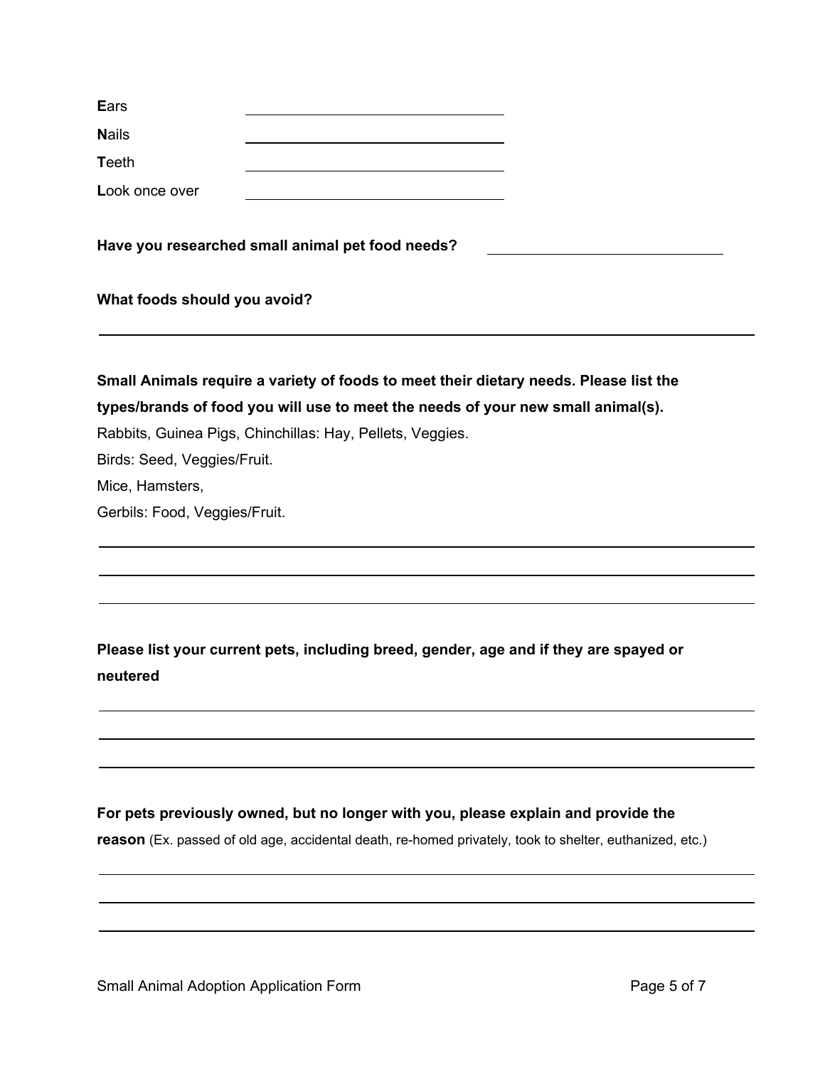**E**ars _______________

**N**ails _______________

**T**eeth _______________

**L**ook once over _______________

**Have you researched small animal pet food needs?** _______________

**What foods should you avoid?**

_______________________________________________

**Small Animals require a variety of foods to meet their dietary needs. Please list the types/brands of food you will use to meet the needs of your new small animal(s).**

Rabbits, Guinea Pigs, Chinchillas: Hay, Pellets, Veggies.

Birds: Seed, Veggies/Fruit.

Mice, Hamsters,

Gerbils: Food, Veggies/Fruit.

_______________________________________________

_______________________________________________

_______________________________________________

**Please list your current pets, including breed, gender, age and if they are spayed or neutered**

_______________________________________________

_______________________________________________

_______________________________________________

**For pets previously owned, but no longer with you, please explain and provide the reason** (Ex. passed of old age, accidental death, re-homed privately, took to shelter, euthanized, etc.)

_______________________________________________

_______________________________________________

_______________________________________________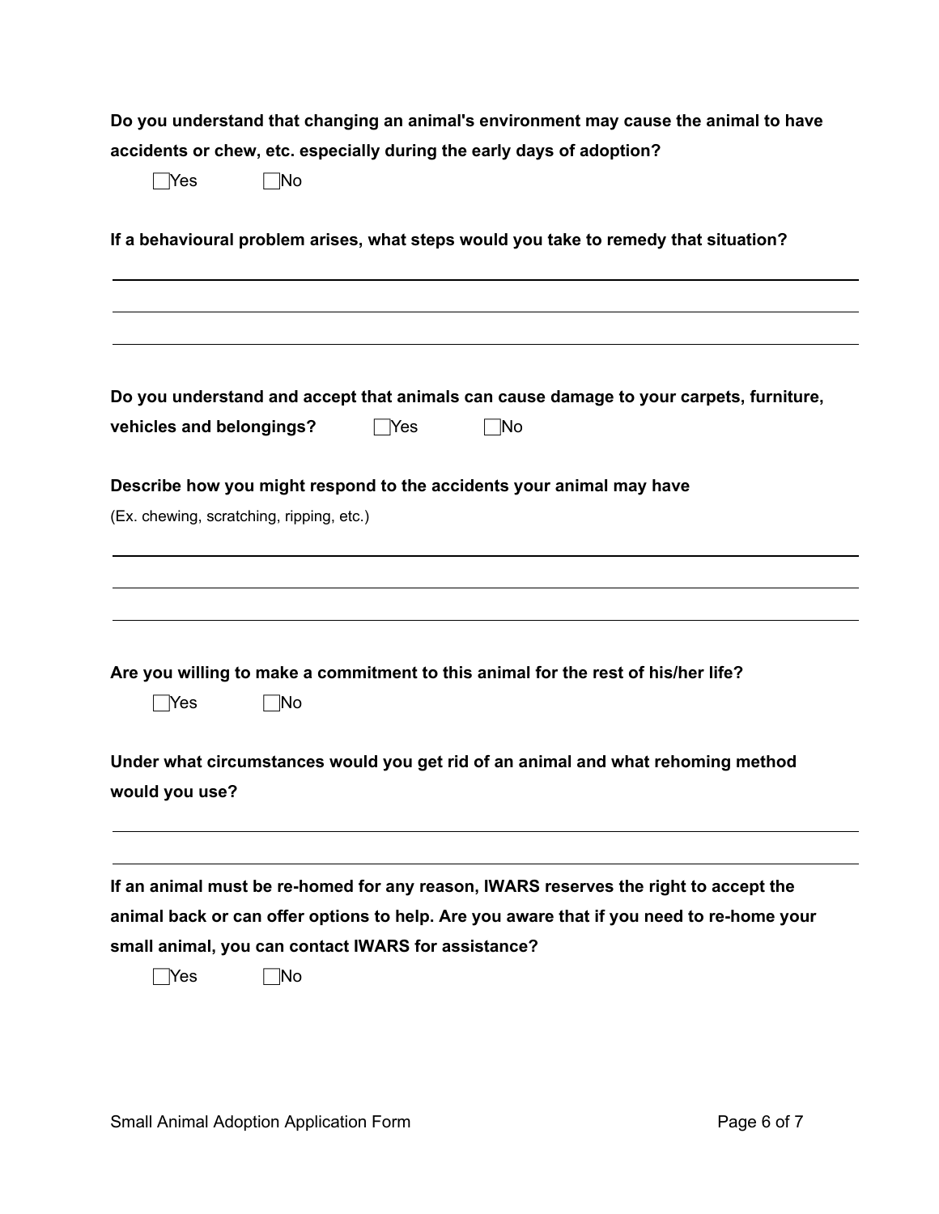**Do you understand that changing an animal's environment may cause the animal to have accidents or chew, etc. especially during the early days of adoption?**

☐ Yes ☐ No

**If a behavioural problem arises, what steps would you take to remedy that situation?**

______________________________________________

______________________________________________

______________________________________________

**Do you understand and accept that animals can cause damage to your carpets, furniture, vehicles and belongings?** ☐ Yes ☐ No

**Describe how you might respond to the accidents your animal may have**

(Ex. chewing, scratching, ripping, etc.)

______________________________________________

______________________________________________

______________________________________________

**Are you willing to make a commitment to this animal for the rest of his/her life?**

☐ Yes ☐ No

**Under what circumstances would you get rid of an animal and what rehoming method would you use?**

______________________________________________

______________________________________________

**If an animal must be re-homed for any reason, IWARS reserves the right to accept the animal back or can offer options to help. Are you aware that if you need to re-home your small animal, you can contact IWARS for assistance?**

☐ Yes ☐ No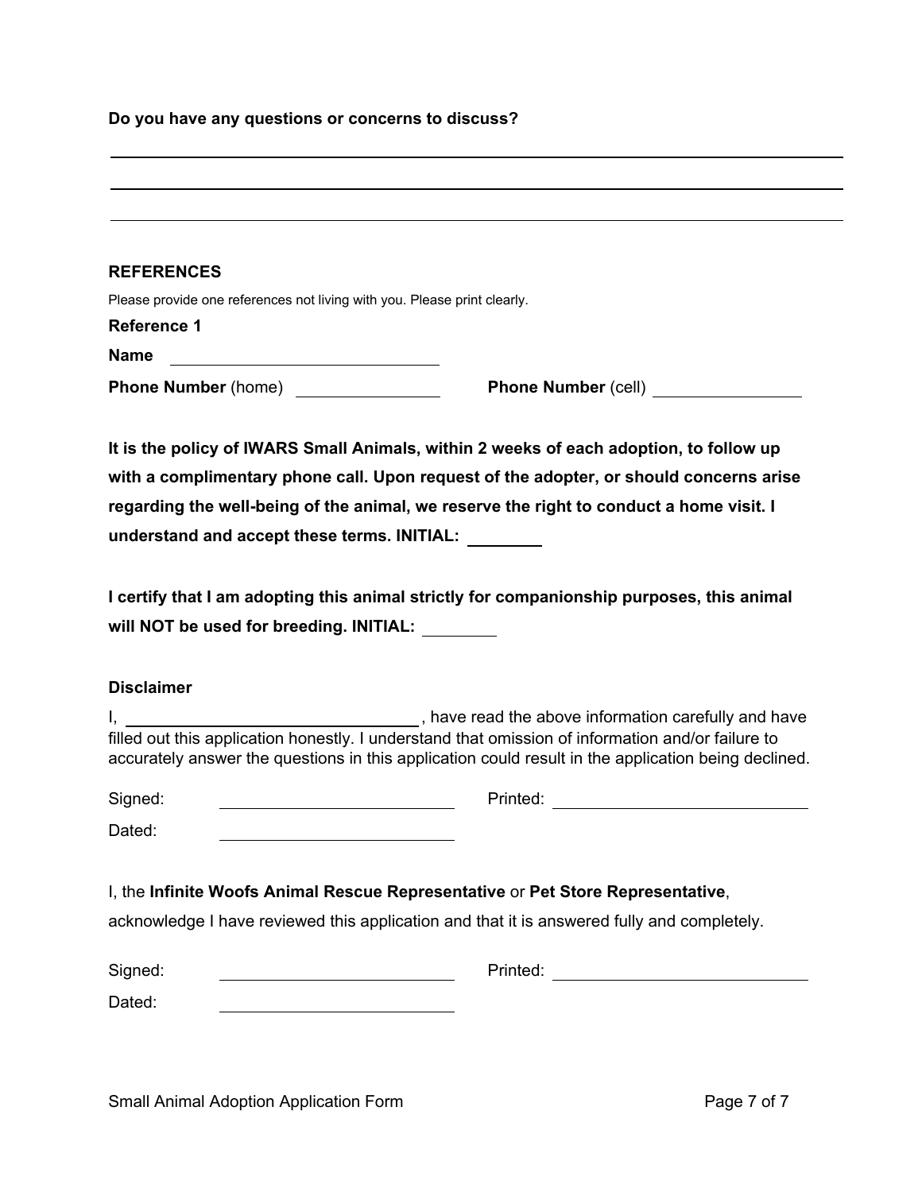**Do you have any questions or concerns to discuss?**

\_\_\_\_\_\_\_\_\_\_\_\_\_\_\_\_\_\_\_\_\_\_\_\_\_\_\_\_\_\_\_\_\_\_\_\_\_\_\_\_\_\_\_\_\_\_\_\_\_\_\_\_\_\_\_\_\_\_\_\_

\_\_\_\_\_\_\_\_\_\_\_\_\_\_\_\_\_\_\_\_\_\_\_\_\_\_\_\_\_\_\_\_\_\_\_\_\_\_\_\_\_\_\_\_\_\_\_\_\_\_\_\_\_\_\_\_\_\_\_\_

\_\_\_\_\_\_\_\_\_\_\_\_\_\_\_\_\_\_\_\_\_\_\_\_\_\_\_\_\_\_\_\_\_\_\_\_\_\_\_\_\_\_\_\_\_\_\_\_\_\_\_\_\_\_\_\_\_\_\_\_

**REFERENCES**

Please provide one references not living with you. Please print clearly.

**Reference 1**

**Name** \_\_\_\_\_\_\_\_\_\_\_\_\_\_\_\_\_\_\_\_\_\_\_\_\_\_\_\_

**Phone Number** (home) \_\_\_\_\_\_\_\_\_\_\_\_\_\_\_ **Phone Number** (cell) \_\_\_\_\_\_\_\_\_\_\_\_\_\_\_

**It is the policy of IWARS Small Animals, within 2 weeks of each adoption, to follow up with a complimentary phone call. Upon request of the adopter, or should concerns arise regarding the well-being of the animal, we reserve the right to conduct a home visit. I understand and accept these terms. INITIAL:** \_\_\_\_\_\_\_\_

**I certify that I am adopting this animal strictly for companionship purposes, this animal will NOT be used for breeding. INITIAL:** \_\_\_\_\_\_\_\_

**Disclaimer**

I, \_\_\_\_\_\_\_\_\_\_\_\_\_\_\_\_\_\_\_\_\_\_\_\_\_\_\_\_, have read the above information carefully and have filled out this application honestly. I understand that omission of information and/or failure to accurately answer the questions in this application could result in the application being declined.

Signed: \_\_\_\_\_\_\_\_\_\_\_\_\_\_\_\_\_\_\_\_\_\_\_\_\_ Printed: \_\_\_\_\_\_\_\_\_\_\_\_\_\_\_\_\_\_\_\_\_\_\_\_\_\_\_

Dated: \_\_\_\_\_\_\_\_\_\_\_\_\_\_\_\_\_\_\_\_\_\_\_\_\_

I, the **Infinite Woofs Animal Rescue Representative** or **Pet Store Representative**,

acknowledge I have reviewed this application and that it is answered fully and completely.

Signed: \_\_\_\_\_\_\_\_\_\_\_\_\_\_\_\_\_\_\_\_\_\_\_\_\_ Printed: \_\_\_\_\_\_\_\_\_\_\_\_\_\_\_\_\_\_\_\_\_\_\_\_\_\_\_

Dated: \_\_\_\_\_\_\_\_\_\_\_\_\_\_\_\_\_\_\_\_\_\_\_\_\_